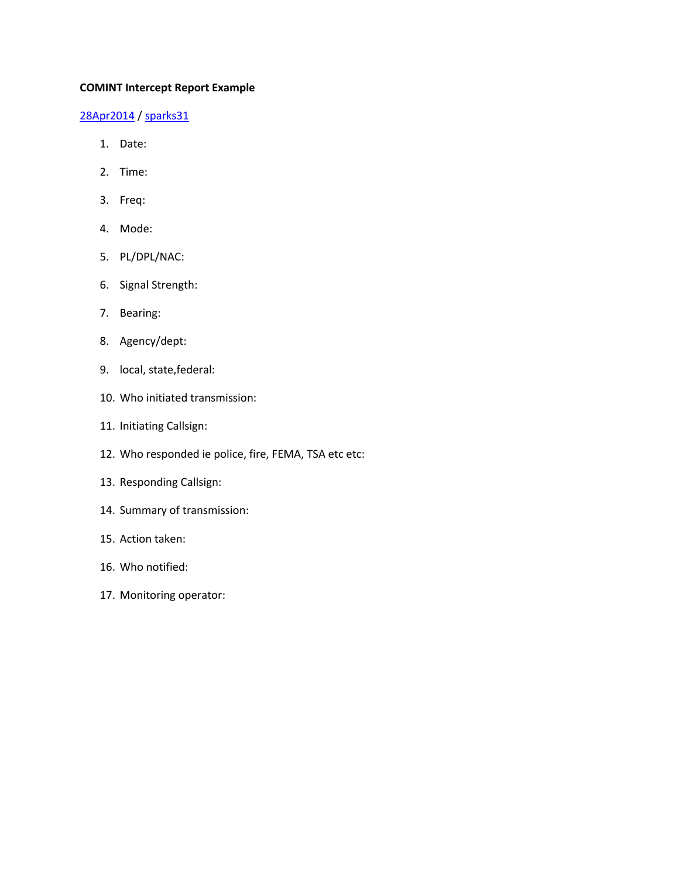**COMINT Intercept Report Example**

[28Apr2014](#) / [sparks31](#)

1. Date:
2. Time:
3. Freq:
4. Mode:
5. PL/DPL/NAC:
6. Signal Strength:
7. Bearing:
8. Agency/dept:
9. local, state,federal:
10. Who initiated transmission:
11. Initiating Callsign:
12. Who responded ie police, fire, FEMA, TSA etc etc:
13. Responding Callsign:
14. Summary of transmission:
15. Action taken:
16. Who notified:
17. Monitoring operator: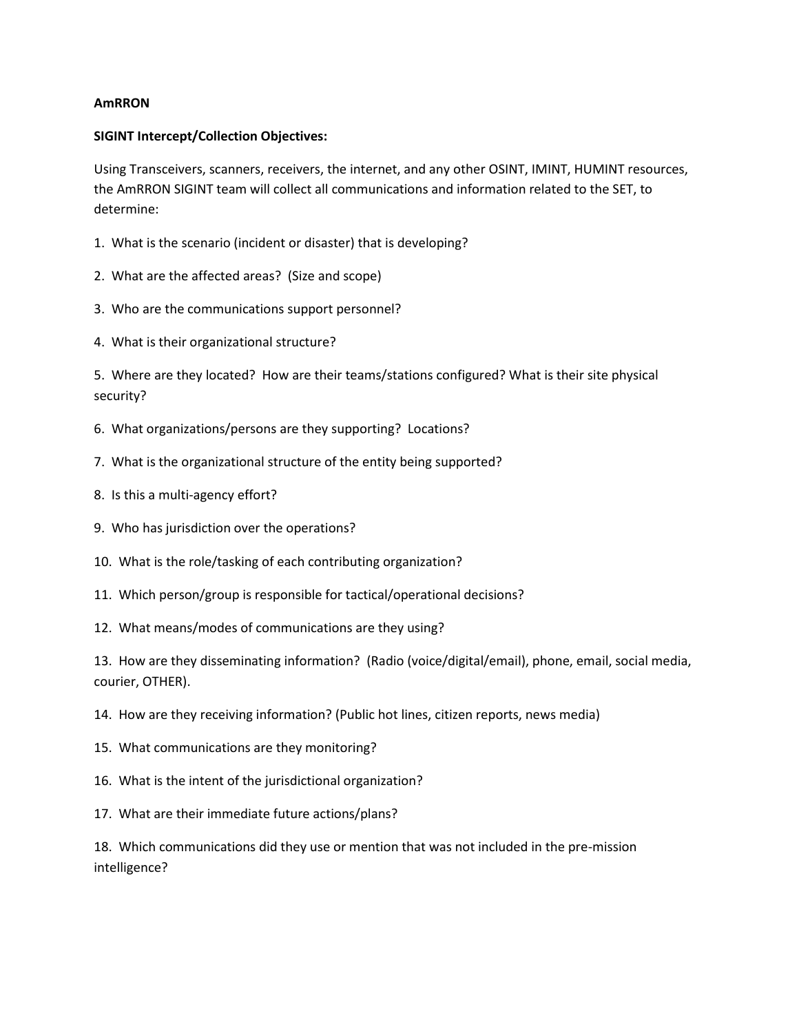**AmRRON**

**SIGINT Intercept/Collection Objectives:**

Using Transceivers, scanners, receivers, the internet, and any other OSINT, IMINT, HUMINT resources, the AmRRON SIGINT team will collect all communications and information related to the SET, to determine:

1. What is the scenario (incident or disaster) that is developing?
2. What are the affected areas? (Size and scope)
3. Who are the communications support personnel?
4. What is their organizational structure?
5. Where are they located? How are their teams/stations configured? What is their site physical security?
6. What organizations/persons are they supporting? Locations?
7. What is the organizational structure of the entity being supported?
8. Is this a multi-agency effort?
9. Who has jurisdiction over the operations?
10. What is the role/tasking of each contributing organization?
11. Which person/group is responsible for tactical/operational decisions?
12. What means/modes of communications are they using?
13. How are they disseminating information? (Radio (voice/digital/email), phone, email, social media, courier, OTHER).
14. How are they receiving information? (Public hot lines, citizen reports, news media)
15. What communications are they monitoring?
16. What is the intent of the jurisdictional organization?
17. What are their immediate future actions/plans?
18. Which communications did they use or mention that was not included in the pre-mission intelligence?